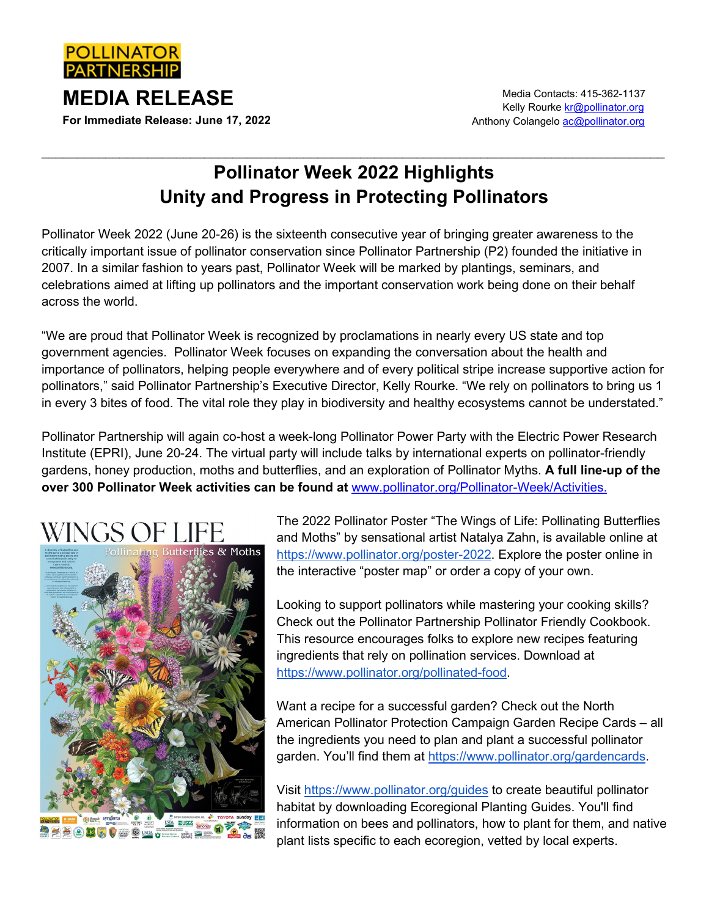POLLINATOR PARTNERSHIP

# MEDIA RELEASE

**For Immediate Release: June 17, 2022**

Media Contacts: 415-362-1137
Kelly Rourke kr@pollinator.org
Anthony Colangelo ac@pollinator.org

## Pollinator Week 2022 Highlights
## Unity and Progress in Protecting Pollinators

Pollinator Week 2022 (June 20-26) is the sixteenth consecutive year of bringing greater awareness to the critically important issue of pollinator conservation since Pollinator Partnership (P2) founded the initiative in 2007. In a similar fashion to years past, Pollinator Week will be marked by plantings, seminars, and celebrations aimed at lifting up pollinators and the important conservation work being done on their behalf across the world.

"We are proud that Pollinator Week is recognized by proclamations in nearly every US state and top government agencies. Pollinator Week focuses on expanding the conversation about the health and importance of pollinators, helping people everywhere and of every political stripe increase supportive action for pollinators," said Pollinator Partnership's Executive Director, Kelly Rourke. "We rely on pollinators to bring us 1 in every 3 bites of food. The vital role they play in biodiversity and healthy ecosystems cannot be understated."

Pollinator Partnership will again co-host a week-long Pollinator Power Party with the Electric Power Research Institute (EPRI), June 20-24. The virtual party will include talks by international experts on pollinator-friendly gardens, honey production, moths and butterflies, and an exploration of Pollinator Myths. **A full line-up of the over 300 Pollinator Week activities can be found at** www.pollinator.org/Pollinator-Week/Activities.

The 2022 Pollinator Poster "The Wings of Life: Pollinating Butterflies and Moths" by sensational artist Natalya Zahn, is available online at https://www.pollinator.org/poster-2022. Explore the poster online in the interactive "poster map" or order a copy of your own.

Looking to support pollinators while mastering your cooking skills? Check out the Pollinator Partnership Pollinator Friendly Cookbook. This resource encourages folks to explore new recipes featuring ingredients that rely on pollination services. Download at https://www.pollinator.org/pollinated-food.

Want a recipe for a successful garden? Check out the North American Pollinator Protection Campaign Garden Recipe Cards – all the ingredients you need to plan and plant a successful pollinator garden. You'll find them at https://www.pollinator.org/gardencards.

Visit https://www.pollinator.org/guides to create beautiful pollinator habitat by downloading Ecoregional Planting Guides. You'll find information on bees and pollinators, how to plant for them, and native plant lists specific to each ecoregion, vetted by local experts.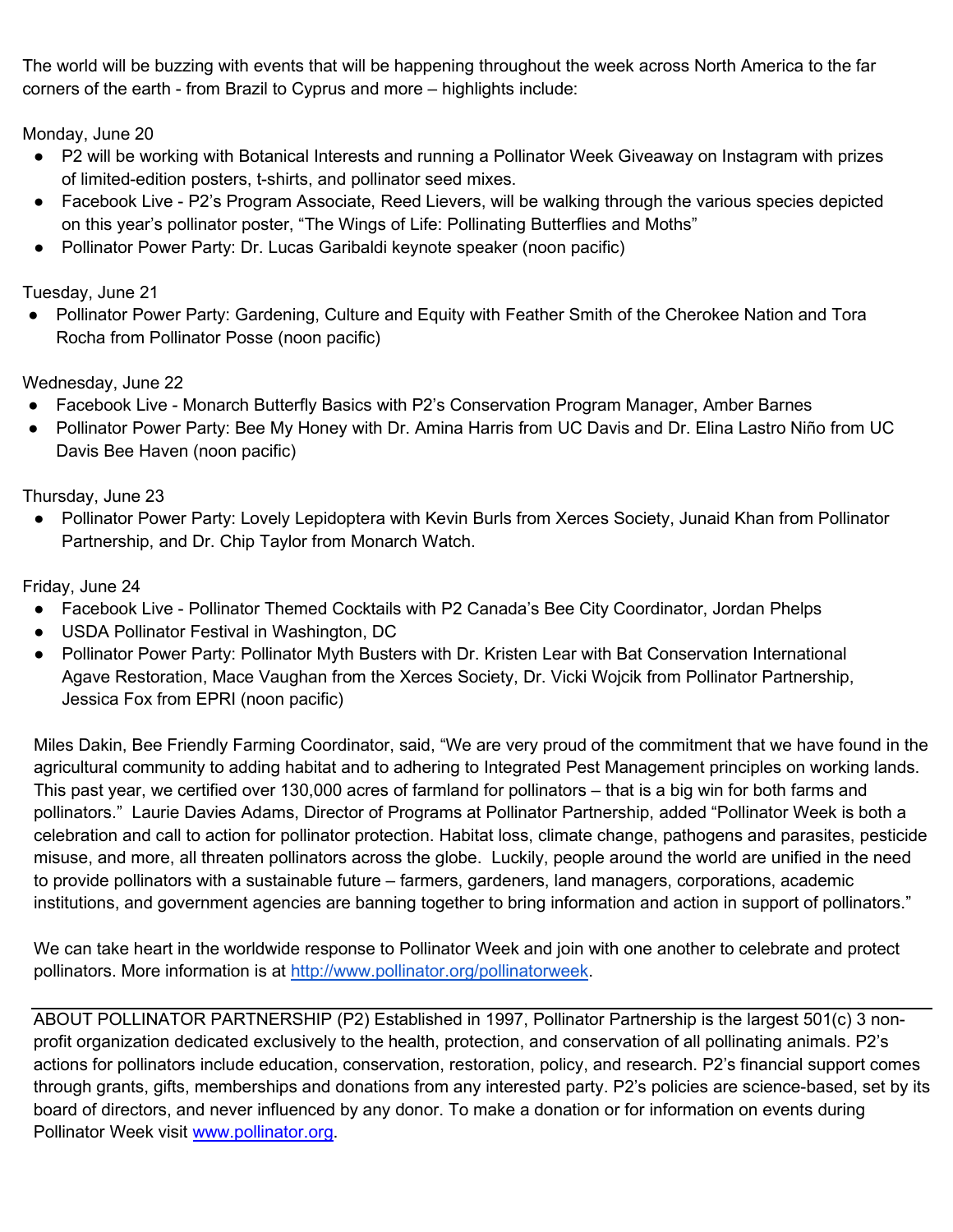The world will be buzzing with events that will be happening throughout the week across North America to the far corners of the earth - from Brazil to Cyprus and more – highlights include:

Monday, June 20

- P2 will be working with Botanical Interests and running a Pollinator Week Giveaway on Instagram with prizes of limited-edition posters, t-shirts, and pollinator seed mixes.
- Facebook Live - P2's Program Associate, Reed Lievers, will be walking through the various species depicted on this year's pollinator poster, "The Wings of Life: Pollinating Butterflies and Moths"
- Pollinator Power Party: Dr. Lucas Garibaldi keynote speaker (noon pacific)

Tuesday, June 21

- Pollinator Power Party: Gardening, Culture and Equity with Feather Smith of the Cherokee Nation and Tora Rocha from Pollinator Posse (noon pacific)

Wednesday, June 22

- Facebook Live - Monarch Butterfly Basics with P2's Conservation Program Manager, Amber Barnes
- Pollinator Power Party: Bee My Honey with Dr. Amina Harris from UC Davis and Dr. Elina Lastro Niño from UC Davis Bee Haven (noon pacific)

Thursday, June 23

- Pollinator Power Party: Lovely Lepidoptera with Kevin Burls from Xerces Society, Junaid Khan from Pollinator Partnership, and Dr. Chip Taylor from Monarch Watch.

Friday, June 24

- Facebook Live - Pollinator Themed Cocktails with P2 Canada's Bee City Coordinator, Jordan Phelps
- USDA Pollinator Festival in Washington, DC
- Pollinator Power Party: Pollinator Myth Busters with Dr. Kristen Lear with Bat Conservation International Agave Restoration, Mace Vaughan from the Xerces Society, Dr. Vicki Wojcik from Pollinator Partnership, Jessica Fox from EPRI (noon pacific)

Miles Dakin, Bee Friendly Farming Coordinator, said, "We are very proud of the commitment that we have found in the agricultural community to adding habitat and to adhering to Integrated Pest Management principles on working lands. This past year, we certified over 130,000 acres of farmland for pollinators – that is a big win for both farms and pollinators." Laurie Davies Adams, Director of Programs at Pollinator Partnership, added "Pollinator Week is both a celebration and call to action for pollinator protection. Habitat loss, climate change, pathogens and parasites, pesticide misuse, and more, all threaten pollinators across the globe. Luckily, people around the world are unified in the need to provide pollinators with a sustainable future – farmers, gardeners, land managers, corporations, academic institutions, and government agencies are banning together to bring information and action in support of pollinators."

We can take heart in the worldwide response to Pollinator Week and join with one another to celebrate and protect pollinators. More information is at [http://www.pollinator.org/pollinatorweek](http://www.pollinator.org/pollinatorweek).

---

ABOUT POLLINATOR PARTNERSHIP (P2) Established in 1997, Pollinator Partnership is the largest 501(c) 3 non-profit organization dedicated exclusively to the health, protection, and conservation of all pollinating animals. P2's actions for pollinators include education, conservation, restoration, policy, and research. P2's financial support comes through grants, gifts, memberships and donations from any interested party. P2's policies are science-based, set by its board of directors, and never influenced by any donor. To make a donation or for information on events during Pollinator Week visit [www.pollinator.org](http://www.pollinator.org).